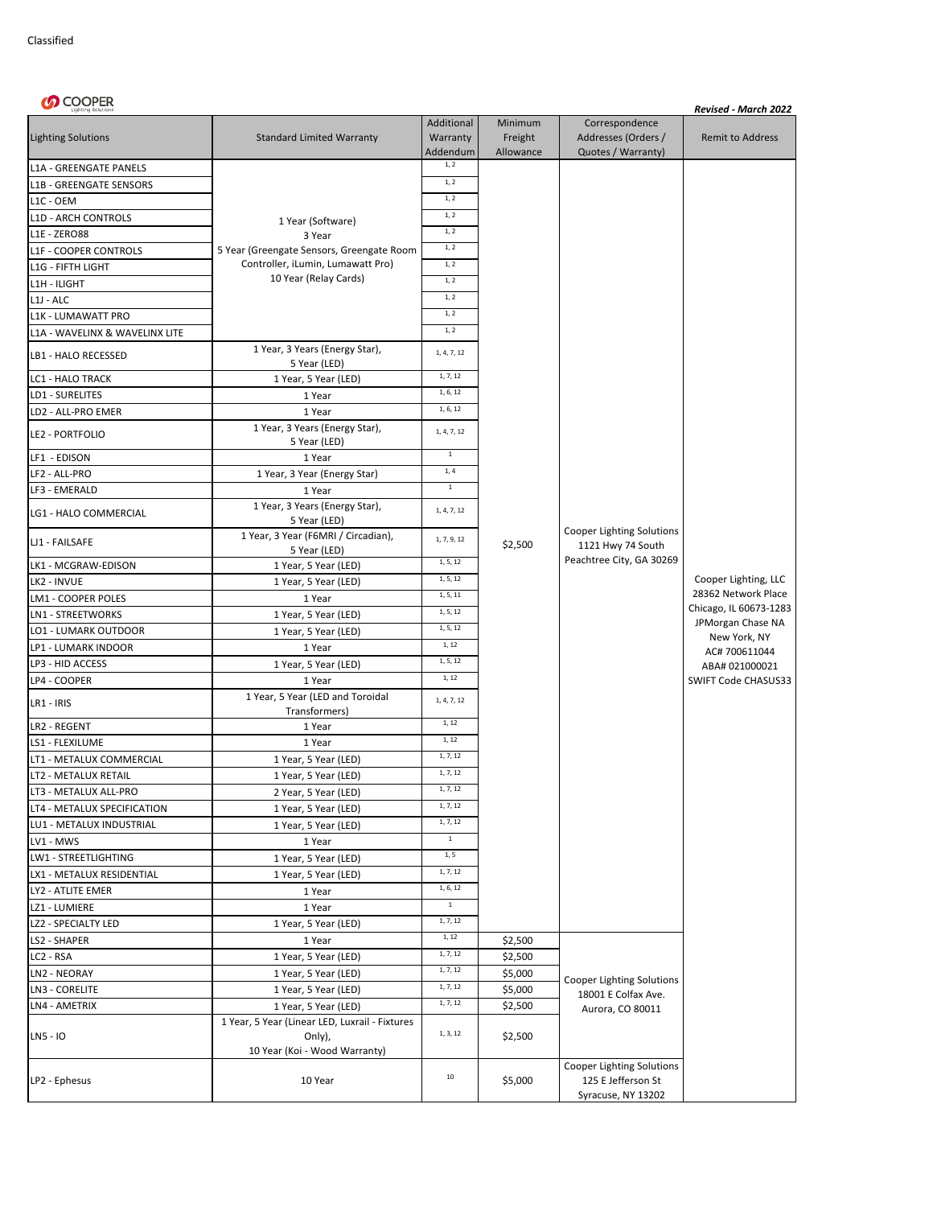Classified

COOPER Lighting Solutions

***Revised - March 2022***

| Lighting Solutions | Standard Limited Warranty | Additional Warranty Addendum | Minimum Freight Allowance | Correspondence Addresses (Orders / Quotes / Warranty) | Remit to Address |
|---|---|---|---|---|---|
| L1A - GREENGATE PANELS | 1 Year (Software)<br>3 Year<br>5 Year (Greengate Sensors, Greengate Room Controller, iLumin, Lumawatt Pro)<br>10 Year (Relay Cards) | 1, 2 | $2,500 | Cooper Lighting Solutions<br>1121 Hwy 74 South<br>Peachtree City, GA 30269 | Cooper Lighting, LLC<br>28362 Network Place<br>Chicago, IL 60673-1283<br>JPMorgan Chase NA<br>New York, NY<br>AC# 700611044<br>ABA# 021000021<br>SWIFT Code CHASUS33 |
| L1B - GREENGATE SENSORS | | 1, 2 | | | |
| L1C - OEM | | 1, 2 | | | |
| L1D - ARCH CONTROLS | | 1, 2 | | | |
| L1E - ZERO88 | | 1, 2 | | | |
| L1F - COOPER CONTROLS | | 1, 2 | | | |
| L1G - FIFTH LIGHT | | 1, 2 | | | |
| L1H - ILIGHT | | 1, 2 | | | |
| L1J - ALC | | 1, 2 | | | |
| L1K - LUMAWATT PRO | | 1, 2 | | | |
| L1A - WAVELINX & WAVELINX LITE | | 1, 2 | | | |
| LB1 - HALO RECESSED | 1 Year, 3 Years (Energy Star), 5 Year (LED) | 1, 4, 7, 12 | | | |
| LC1 - HALO TRACK | 1 Year, 5 Year (LED) | 1, 7, 12 | | | |
| LD1 - SURELITES | 1 Year | 1, 6, 12 | | | |
| LD2 - ALL-PRO EMER | 1 Year | 1, 6, 12 | | | |
| LE2 - PORTFOLIO | 1 Year, 3 Years (Energy Star), 5 Year (LED) | 1, 4, 7, 12 | | | |
| LF1 - EDISON | 1 Year | 1 | | | |
| LF2 - ALL-PRO | 1 Year, 3 Year (Energy Star) | 1, 4 | | | |
| LF3 - EMERALD | 1 Year | 1 | | | |
| LG1 - HALO COMMERCIAL | 1 Year, 3 Years (Energy Star), 5 Year (LED) | 1, 4, 7, 12 | | | |
| LJ1 - FAILSAFE | 1 Year, 3 Year (F6MRI / Circadian), 5 Year (LED) | 1, 7, 9, 12 | | | |
| LK1 - MCGRAW-EDISON | 1 Year, 5 Year (LED) | 1, 5, 12 | | | |
| LK2 - INVUE | 1 Year, 5 Year (LED) | 1, 5, 12 | | | |
| LM1 - COOPER POLES | 1 Year | 1, 5, 11 | | | |
| LN1 - STREETWORKS | 1 Year, 5 Year (LED) | 1, 5, 12 | | | |
| LO1 - LUMARK OUTDOOR | 1 Year, 5 Year (LED) | 1, 5, 12 | | | |
| LP1 - LUMARK INDOOR | 1 Year | 1, 12 | | | |
| LP3 - HID ACCESS | 1 Year, 5 Year (LED) | 1, 5, 12 | | | |
| LP4 - COOPER | 1 Year | 1, 12 | | | |
| LR1 - IRIS | 1 Year, 5 Year (LED and Toroidal Transformers) | 1, 4, 7, 12 | | | |
| LR2 - REGENT | 1 Year | 1, 12 | | | |
| LS1 - FLEXILUME | 1 Year | 1, 12 | | | |
| LT1 - METALUX COMMERCIAL | 1 Year, 5 Year (LED) | 1, 7, 12 | | | |
| LT2 - METALUX RETAIL | 1 Year, 5 Year (LED) | 1, 7, 12 | | | |
| LT3 - METALUX ALL-PRO | 2 Year, 5 Year (LED) | 1, 7, 12 | | | |
| LT4 - METALUX SPECIFICATION | 1 Year, 5 Year (LED) | 1, 7, 12 | | | |
| LU1 - METALUX INDUSTRIAL | 1 Year, 5 Year (LED) | 1, 7, 12 | | | |
| LV1 - MWS | 1 Year | 1 | | | |
| LW1 - STREETLIGHTING | 1 Year, 5 Year (LED) | 1, 5 | | | |
| LX1 - METALUX RESIDENTIAL | 1 Year, 5 Year (LED) | 1, 7, 12 | | | |
| LY2 - ATLITE EMER | 1 Year | 1, 6, 12 | | | |
| LZ1 - LUMIERE | 1 Year | 1 | | | |
| LZ2 - SPECIALTY LED | 1 Year, 5 Year (LED) | 1, 7, 12 | | | |
| LS2 - SHAPER | 1 Year | 1, 12 | $2,500 | Cooper Lighting Solutions<br>18001 E Colfax Ave.<br>Aurora, CO 80011 | |
| LC2 - RSA | 1 Year, 5 Year (LED) | 1, 7, 12 | $2,500 | | |
| LN2 - NEORAY | 1 Year, 5 Year (LED) | 1, 7, 12 | $5,000 | | |
| LN3 - CORELITE | 1 Year, 5 Year (LED) | 1, 7, 12 | $5,000 | | |
| LN4 - AMETRIX | 1 Year, 5 Year (LED) | 1, 7, 12 | $2,500 | | |
| LN5 - IO | 1 Year, 5 Year (Linear LED, Luxrail - Fixtures Only),<br>10 Year (Koi - Wood Warranty) | 1, 3, 12 | $2,500 | | |
| LP2 - Ephesus | 10 Year | 10 | $5,000 | Cooper Lighting Solutions<br>125 E Jefferson St<br>Syracuse, NY 13202 | |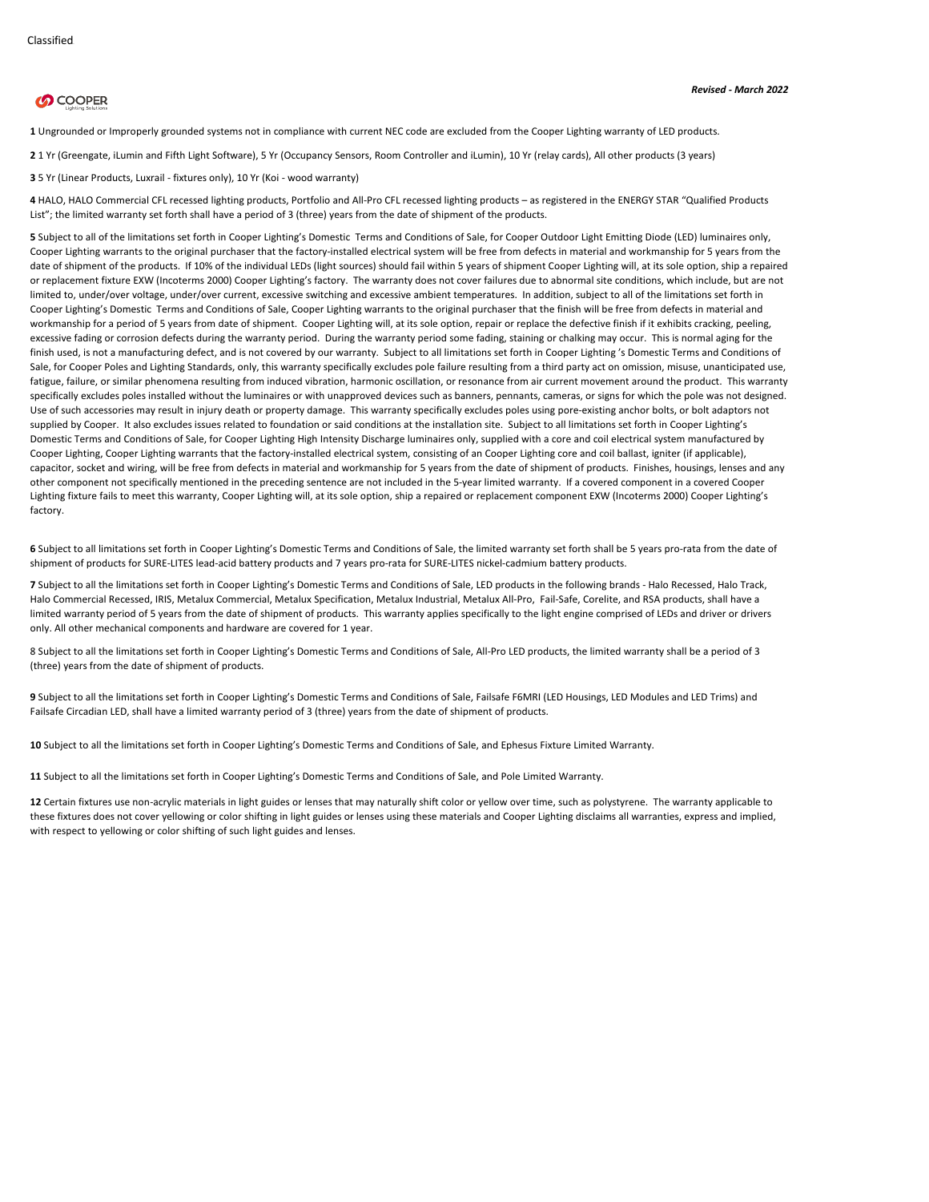Classified

COOPER Lighting Solutions

*Revised - March 2022*

**1** Ungrounded or Improperly grounded systems not in compliance with current NEC code are excluded from the Cooper Lighting warranty of LED products.

**2** 1 Yr (Greengate, iLumin and Fifth Light Software), 5 Yr (Occupancy Sensors, Room Controller and iLumin), 10 Yr (relay cards), All other products (3 years)

**3** 5 Yr (Linear Products, Luxrail - fixtures only), 10 Yr (Koi - wood warranty)

**4** HALO, HALO Commercial CFL recessed lighting products, Portfolio and All-Pro CFL recessed lighting products – as registered in the ENERGY STAR "Qualified Products List"; the limited warranty set forth shall have a period of 3 (three) years from the date of shipment of the products.

**5** Subject to all of the limitations set forth in Cooper Lighting's Domestic Terms and Conditions of Sale, for Cooper Outdoor Light Emitting Diode (LED) luminaires only, Cooper Lighting warrants to the original purchaser that the factory-installed electrical system will be free from defects in material and workmanship for 5 years from the date of shipment of the products. If 10% of the individual LEDs (light sources) should fail within 5 years of shipment Cooper Lighting will, at its sole option, ship a repaired or replacement fixture EXW (Incoterms 2000) Cooper Lighting's factory. The warranty does not cover failures due to abnormal site conditions, which include, but are not limited to, under/over voltage, under/over current, excessive switching and excessive ambient temperatures. In addition, subject to all of the limitations set forth in Cooper Lighting's Domestic Terms and Conditions of Sale, Cooper Lighting warrants to the original purchaser that the finish will be free from defects in material and workmanship for a period of 5 years from date of shipment. Cooper Lighting will, at its sole option, repair or replace the defective finish if it exhibits cracking, peeling, excessive fading or corrosion defects during the warranty period. During the warranty period some fading, staining or chalking may occur. This is normal aging for the finish used, is not a manufacturing defect, and is not covered by our warranty. Subject to all limitations set forth in Cooper Lighting 's Domestic Terms and Conditions of Sale, for Cooper Poles and Lighting Standards, only, this warranty specifically excludes pole failure resulting from a third party act on omission, misuse, unanticipated use, fatigue, failure, or similar phenomena resulting from induced vibration, harmonic oscillation, or resonance from air current movement around the product. This warranty specifically excludes poles installed without the luminaires or with unapproved devices such as banners, pennants, cameras, or signs for which the pole was not designed. Use of such accessories may result in injury death or property damage. This warranty specifically excludes poles using pore-existing anchor bolts, or bolt adaptors not supplied by Cooper. It also excludes issues related to foundation or said conditions at the installation site. Subject to all limitations set forth in Cooper Lighting's Domestic Terms and Conditions of Sale, for Cooper Lighting High Intensity Discharge luminaires only, supplied with a core and coil electrical system manufactured by Cooper Lighting, Cooper Lighting warrants that the factory-installed electrical system, consisting of an Cooper Lighting core and coil ballast, igniter (if applicable), capacitor, socket and wiring, will be free from defects in material and workmanship for 5 years from the date of shipment of products. Finishes, housings, lenses and any other component not specifically mentioned in the preceding sentence are not included in the 5-year limited warranty. If a covered component in a covered Cooper Lighting fixture fails to meet this warranty, Cooper Lighting will, at its sole option, ship a repaired or replacement component EXW (Incoterms 2000) Cooper Lighting's factory.

**6** Subject to all limitations set forth in Cooper Lighting's Domestic Terms and Conditions of Sale, the limited warranty set forth shall be 5 years pro-rata from the date of shipment of products for SURE-LITES lead-acid battery products and 7 years pro-rata for SURE-LITES nickel-cadmium battery products.

**7** Subject to all the limitations set forth in Cooper Lighting's Domestic Terms and Conditions of Sale, LED products in the following brands - Halo Recessed, Halo Track, Halo Commercial Recessed, IRIS, Metalux Commercial, Metalux Specification, Metalux Industrial, Metalux All-Pro, Fail-Safe, Corelite, and RSA products, shall have a limited warranty period of 5 years from the date of shipment of products. This warranty applies specifically to the light engine comprised of LEDs and driver or drivers only. All other mechanical components and hardware are covered for 1 year.

8 Subject to all the limitations set forth in Cooper Lighting's Domestic Terms and Conditions of Sale, All-Pro LED products, the limited warranty shall be a period of 3 (three) years from the date of shipment of products.

**9** Subject to all the limitations set forth in Cooper Lighting's Domestic Terms and Conditions of Sale, Failsafe F6MRI (LED Housings, LED Modules and LED Trims) and Failsafe Circadian LED, shall have a limited warranty period of 3 (three) years from the date of shipment of products.

**10** Subject to all the limitations set forth in Cooper Lighting's Domestic Terms and Conditions of Sale, and Ephesus Fixture Limited Warranty.

**11** Subject to all the limitations set forth in Cooper Lighting's Domestic Terms and Conditions of Sale, and Pole Limited Warranty.

**12** Certain fixtures use non-acrylic materials in light guides or lenses that may naturally shift color or yellow over time, such as polystyrene. The warranty applicable to these fixtures does not cover yellowing or color shifting in light guides or lenses using these materials and Cooper Lighting disclaims all warranties, express and implied, with respect to yellowing or color shifting of such light guides and lenses.